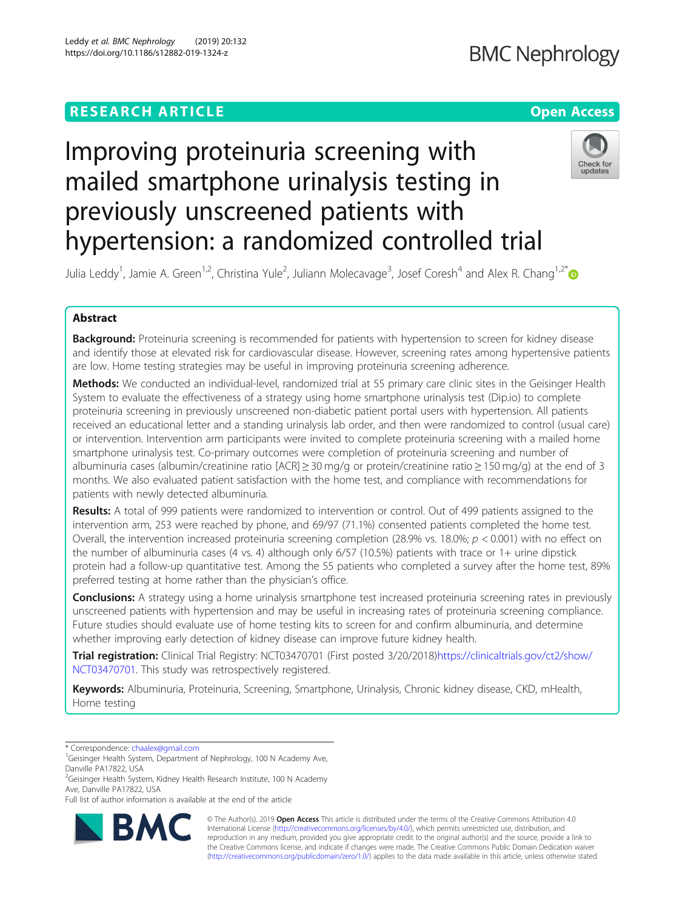RESEARCH ARTICLE

Open Access

# Improving proteinuria screening with mailed smartphone urinalysis testing in previously unscreened patients with hypertension: a randomized controlled trial

Julia Leddy[1], Jamie A. Green[1,2], Christina Yule[2], Juliann Molecavage[3], Josef Coresh[4] and Alex R. Chang[1,2*]

## Abstract

**Background:** Proteinuria screening is recommended for patients with hypertension to screen for kidney disease and identify those at elevated risk for cardiovascular disease. However, screening rates among hypertensive patients are low. Home testing strategies may be useful in improving proteinuria screening adherence.

**Methods:** We conducted an individual-level, randomized trial at 55 primary care clinic sites in the Geisinger Health System to evaluate the effectiveness of a strategy using home smartphone urinalysis test (Dip.io) to complete proteinuria screening in previously unscreened non-diabetic patient portal users with hypertension. All patients received an educational letter and a standing urinalysis lab order, and then were randomized to control (usual care) or intervention. Intervention arm participants were invited to complete proteinuria screening with a mailed home smartphone urinalysis test. Co-primary outcomes were completion of proteinuria screening and number of albuminuria cases (albumin/creatinine ratio [ACR] ≥ 30 mg/g or protein/creatinine ratio ≥ 150 mg/g) at the end of 3 months. We also evaluated patient satisfaction with the home test, and compliance with recommendations for patients with newly detected albuminuria.

**Results:** A total of 999 patients were randomized to intervention or control. Out of 499 patients assigned to the intervention arm, 253 were reached by phone, and 69/97 (71.1%) consented patients completed the home test. Overall, the intervention increased proteinuria screening completion (28.9% vs. 18.0%; $p < 0.001$) with no effect on the number of albuminuria cases (4 vs. 4) although only 6/57 (10.5%) patients with trace or 1+ urine dipstick protein had a follow-up quantitative test. Among the 55 patients who completed a survey after the home test, 89% preferred testing at home rather than the physician's office.

**Conclusions:** A strategy using a home urinalysis smartphone test increased proteinuria screening rates in previously unscreened patients with hypertension and may be useful in increasing rates of proteinuria screening compliance. Future studies should evaluate use of home testing kits to screen for and confirm albuminuria, and determine whether improving early detection of kidney disease can improve future kidney health.

**Trial registration:** Clinical Trial Registry: NCT03470701 (First posted 3/20/2018)https://clinicaltrials.gov/ct2/show/NCT03470701. This study was retrospectively registered.

**Keywords:** Albuminuria, Proteinuria, Screening, Smartphone, Urinalysis, Chronic kidney disease, CKD, mHealth, Home testing

---

\* Correspondence: chaalex@gmail.com

[1]Geisinger Health System, Department of Nephrology, 100 N Academy Ave, Danville PA17822, USA

[2]Geisinger Health System, Kidney Health Research Institute, 100 N Academy Ave, Danville PA17822, USA

Full list of author information is available at the end of the article

© The Author(s). 2019 **Open Access** This article is distributed under the terms of the Creative Commons Attribution 4.0 International License (http://creativecommons.org/licenses/by/4.0/), which permits unrestricted use, distribution, and reproduction in any medium, provided you give appropriate credit to the original author(s) and the source, provide a link to the Creative Commons license, and indicate if changes were made. The Creative Commons Public Domain Dedication waiver (http://creativecommons.org/publicdomain/zero/1.0/) applies to the data made available in this article, unless otherwise stated.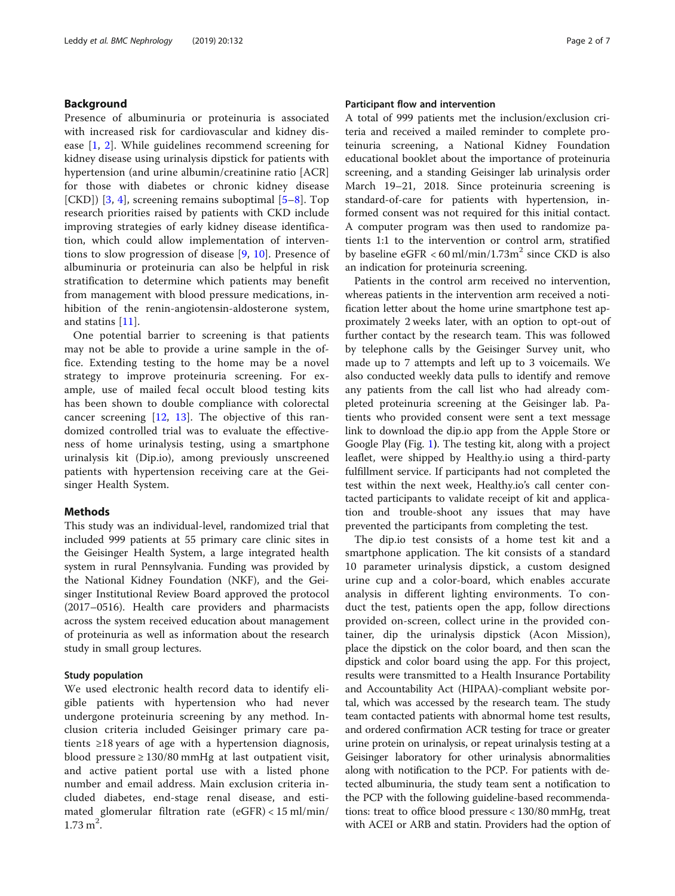## Background

Presence of albuminuria or proteinuria is associated with increased risk for cardiovascular and kidney disease [1, 2]. While guidelines recommend screening for kidney disease using urinalysis dipstick for patients with hypertension (and urine albumin/creatinine ratio [ACR] for those with diabetes or chronic kidney disease [CKD]) [3, 4], screening remains suboptimal [5–8]. Top research priorities raised by patients with CKD include improving strategies of early kidney disease identification, which could allow implementation of interventions to slow progression of disease [9, 10]. Presence of albuminuria or proteinuria can also be helpful in risk stratification to determine which patients may benefit from management with blood pressure medications, inhibition of the renin-angiotensin-aldosterone system, and statins [11].

One potential barrier to screening is that patients may not be able to provide a urine sample in the office. Extending testing to the home may be a novel strategy to improve proteinuria screening. For example, use of mailed fecal occult blood testing kits has been shown to double compliance with colorectal cancer screening [12, 13]. The objective of this randomized controlled trial was to evaluate the effectiveness of home urinalysis testing, using a smartphone urinalysis kit (Dip.io), among previously unscreened patients with hypertension receiving care at the Geisinger Health System.

## Methods

This study was an individual-level, randomized trial that included 999 patients at 55 primary care clinic sites in the Geisinger Health System, a large integrated health system in rural Pennsylvania. Funding was provided by the National Kidney Foundation (NKF), and the Geisinger Institutional Review Board approved the protocol (2017–0516). Health care providers and pharmacists across the system received education about management of proteinuria as well as information about the research study in small group lectures.

### Study population

We used electronic health record data to identify eligible patients with hypertension who had never undergone proteinuria screening by any method. Inclusion criteria included Geisinger primary care patients ≥18 years of age with a hypertension diagnosis, blood pressure ≥ 130/80 mmHg at last outpatient visit, and active patient portal use with a listed phone number and email address. Main exclusion criteria included diabetes, end-stage renal disease, and estimated glomerular filtration rate (eGFR) < 15 ml/min/1.73 m$^2$.

### Participant flow and intervention

A total of 999 patients met the inclusion/exclusion criteria and received a mailed reminder to complete proteinuria screening, a National Kidney Foundation educational booklet about the importance of proteinuria screening, and a standing Geisinger lab urinalysis order March 19–21, 2018. Since proteinuria screening is standard-of-care for patients with hypertension, informed consent was not required for this initial contact. A computer program was then used to randomize patients 1:1 to the intervention or control arm, stratified by baseline eGFR < 60 ml/min/1.73m$^2$ since CKD is also an indication for proteinuria screening.

Patients in the control arm received no intervention, whereas patients in the intervention arm received a notification letter about the home urine smartphone test approximately 2 weeks later, with an option to opt-out of further contact by the research team. This was followed by telephone calls by the Geisinger Survey unit, who made up to 7 attempts and left up to 3 voicemails. We also conducted weekly data pulls to identify and remove any patients from the call list who had already completed proteinuria screening at the Geisinger lab. Patients who provided consent were sent a text message link to download the dip.io app from the Apple Store or Google Play (Fig. 1). The testing kit, along with a project leaflet, were shipped by Healthy.io using a third-party fulfillment service. If participants had not completed the test within the next week, Healthy.io's call center contacted participants to validate receipt of kit and application and trouble-shoot any issues that may have prevented the participants from completing the test.

The dip.io test consists of a home test kit and a smartphone application. The kit consists of a standard 10 parameter urinalysis dipstick, a custom designed urine cup and a color-board, which enables accurate analysis in different lighting environments. To conduct the test, patients open the app, follow directions provided on-screen, collect urine in the provided container, dip the urinalysis dipstick (Acon Mission), place the dipstick on the color board, and then scan the dipstick and color board using the app. For this project, results were transmitted to a Health Insurance Portability and Accountability Act (HIPAA)-compliant website portal, which was accessed by the research team. The study team contacted patients with abnormal home test results, and ordered confirmation ACR testing for trace or greater urine protein on urinalysis, or repeat urinalysis testing at a Geisinger laboratory for other urinalysis abnormalities along with notification to the PCP. For patients with detected albuminuria, the study team sent a notification to the PCP with the following guideline-based recommendations: treat to office blood pressure < 130/80 mmHg, treat with ACEI or ARB and statin. Providers had the option of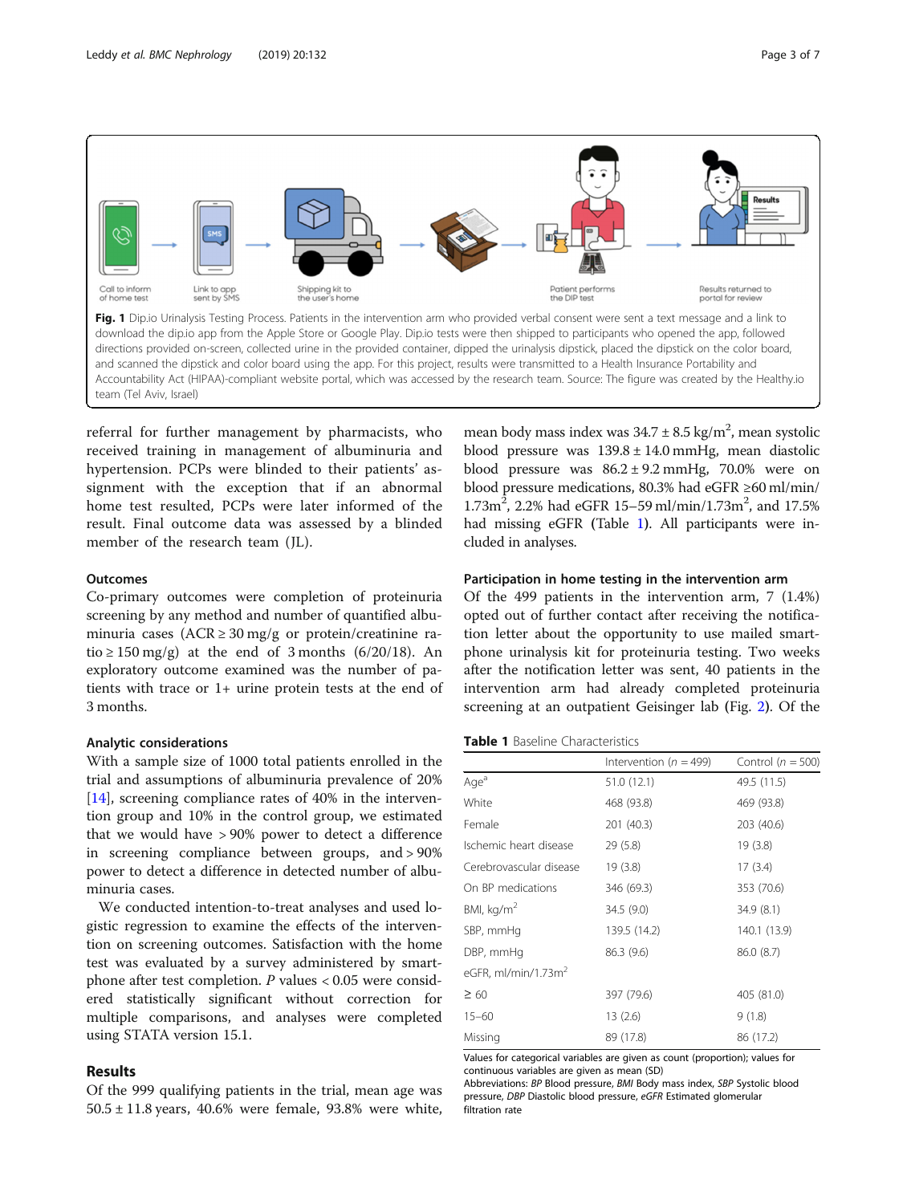Fig. 1 Dip.io Urinalysis Testing Process. Patients in the intervention arm who provided verbal consent were sent a text message and a link to download the dip.io app from the Apple Store or Google Play. Dip.io tests were then shipped to participants who opened the app, followed directions provided on-screen, collected urine in the provided container, dipped the urinalysis dipstick, placed the dipstick on the color board, and scanned the dipstick and color board using the app. For this project, results were transmitted to a Health Insurance Portability and Accountability Act (HIPAA)-compliant website portal, which was accessed by the research team. Source: The figure was created by the Healthy.io team (Tel Aviv, Israel)

referral for further management by pharmacists, who received training in management of albuminuria and hypertension. PCPs were blinded to their patients' assignment with the exception that if an abnormal home test resulted, PCPs were later informed of the result. Final outcome data was assessed by a blinded member of the research team (JL).

### Outcomes

Co-primary outcomes were completion of proteinuria screening by any method and number of quantified albuminuria cases (ACR ≥ 30 mg/g or protein/creatinine ratio ≥ 150 mg/g) at the end of 3 months (6/20/18). An exploratory outcome examined was the number of patients with trace or 1+ urine protein tests at the end of 3 months.

### Analytic considerations

With a sample size of 1000 total patients enrolled in the trial and assumptions of albuminuria prevalence of 20% [14], screening compliance rates of 40% in the intervention group and 10% in the control group, we estimated that we would have > 90% power to detect a difference in screening compliance between groups, and > 90% power to detect a difference in detected number of albuminuria cases.

We conducted intention-to-treat analyses and used logistic regression to examine the effects of the intervention on screening outcomes. Satisfaction with the home test was evaluated by a survey administered by smartphone after test completion. P values < 0.05 were considered statistically significant without correction for multiple comparisons, and analyses were completed using STATA version 15.1.

## Results

Of the 999 qualifying patients in the trial, mean age was 50.5 ± 11.8 years, 40.6% were female, 93.8% were white, mean body mass index was 34.7 ± 8.5 kg/m$^2$, mean systolic blood pressure was 139.8 ± 14.0 mmHg, mean diastolic blood pressure was 86.2 ± 9.2 mmHg, 70.0% were on blood pressure medications, 80.3% had eGFR ≥60 ml/min/1.73m$^2$, 2.2% had eGFR 15–59 ml/min/1.73m$^2$, and 17.5% had missing eGFR (Table 1). All participants were included in analyses.

### Participation in home testing in the intervention arm

Of the 499 patients in the intervention arm, 7 (1.4%) opted out of further contact after receiving the notification letter about the opportunity to use mailed smartphone urinalysis kit for proteinuria testing. Two weeks after the notification letter was sent, 40 patients in the intervention arm had already completed proteinuria screening at an outpatient Geisinger lab (Fig. 2). Of the

**Table 1** Baseline Characteristics

| | Intervention (n = 499) | Control (n = 500) |
|---|---|---|
| Age[a] | 51.0 (12.1) | 49.5 (11.5) |
| White | 468 (93.8) | 469 (93.8) |
| Female | 201 (40.3) | 203 (40.6) |
| Ischemic heart disease | 29 (5.8) | 19 (3.8) |
| Cerebrovascular disease | 19 (3.8) | 17 (3.4) |
| On BP medications | 346 (69.3) | 353 (70.6) |
| BMI, kg/m$^2$ | 34.5 (9.0) | 34.9 (8.1) |
| SBP, mmHg | 139.5 (14.2) | 140.1 (13.9) |
| DBP, mmHg | 86.3 (9.6) | 86.0 (8.7) |
| eGFR, ml/min/1.73m$^2$ | | |
| ≥ 60 | 397 (79.6) | 405 (81.0) |
| 15–60 | 13 (2.6) | 9 (1.8) |
| Missing | 89 (17.8) | 86 (17.2) |

Values for categorical variables are given as count (proportion); values for continuous variables are given as mean (SD)

Abbreviations: *BP* Blood pressure, *BMI* Body mass index, *SBP* Systolic blood pressure, *DBP* Diastolic blood pressure, *eGFR* Estimated glomerular filtration rate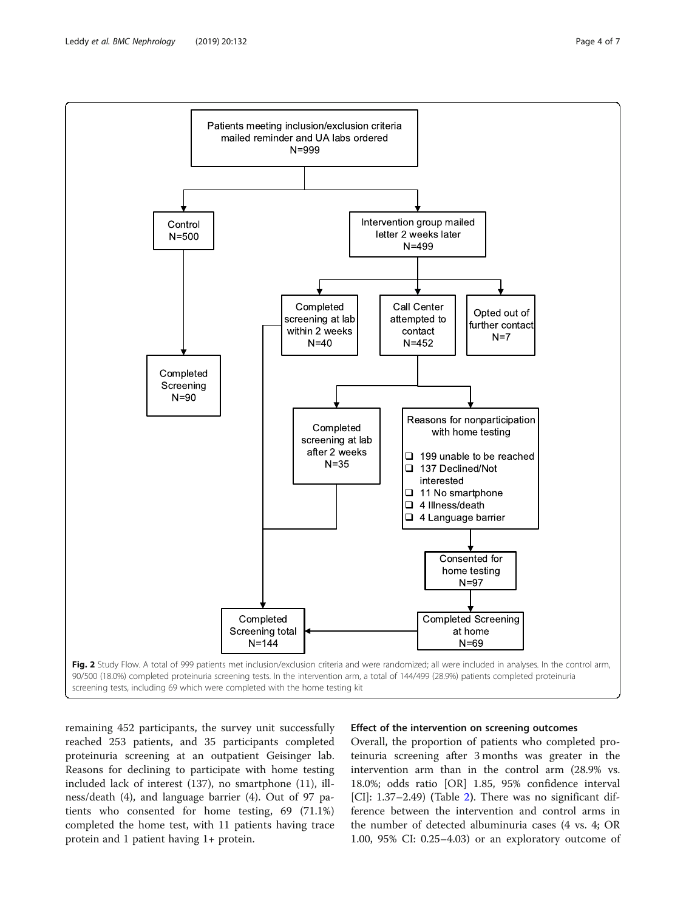Patients meeting inclusion/exclusion criteria mailed reminder and UA labs ordered N=999

Control N=500

Intervention group mailed letter 2 weeks later N=499

Completed screening at lab within 2 weeks N=40

Call Center attempted to contact N=452

Opted out of further contact N=7

Completed Screening N=90

Completed screening at lab after 2 weeks N=35

Reasons for nonparticipation with home testing

- 199 unable to be reached
- 137 Declined/Not interested
- 11 No smartphone
- 4 Illness/death
- 4 Language barrier

Consented for home testing N=97

Completed Screening at home N=69

Completed Screening total N=144

**Fig. 2** Study Flow. A total of 999 patients met inclusion/exclusion criteria and were randomized; all were included in analyses. In the control arm, 90/500 (18.0%) completed proteinuria screening tests. In the intervention arm, a total of 144/499 (28.9%) patients completed proteinuria screening tests, including 69 which were completed with the home testing kit

remaining 452 participants, the survey unit successfully reached 253 patients, and 35 participants completed proteinuria screening at an outpatient Geisinger lab. Reasons for declining to participate with home testing included lack of interest (137), no smartphone (11), illness/death (4), and language barrier (4). Out of 97 patients who consented for home testing, 69 (71.1%) completed the home test, with 11 patients having trace protein and 1 patient having 1+ protein.

### Effect of the intervention on screening outcomes

Overall, the proportion of patients who completed proteinuria screening after 3 months was greater in the intervention arm than in the control arm (28.9% vs. 18.0%; odds ratio [OR] 1.85, 95% confidence interval [CI]: 1.37–2.49) (Table 2). There was no significant difference between the intervention and control arms in the number of detected albuminuria cases (4 vs. 4; OR 1.00, 95% CI: 0.25–4.03) or an exploratory outcome of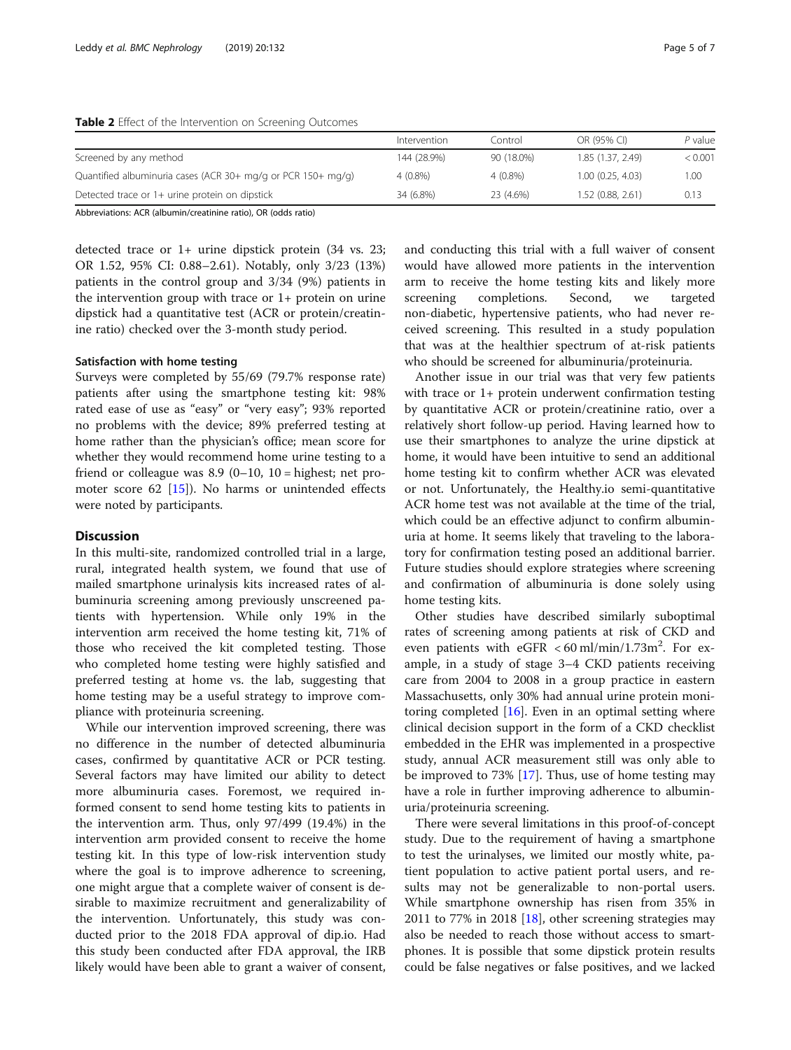**Table 2** Effect of the Intervention on Screening Outcomes

| | Intervention | Control | OR (95% CI) | *P* value |
|---|---|---|---|---|
| Screened by any method | 144 (28.9%) | 90 (18.0%) | 1.85 (1.37, 2.49) | < 0.001 |
| Quantified albuminuria cases (ACR 30+ mg/g or PCR 150+ mg/g) | 4 (0.8%) | 4 (0.8%) | 1.00 (0.25, 4.03) | 1.00 |
| Detected trace or 1+ urine protein on dipstick | 34 (6.8%) | 23 (4.6%) | 1.52 (0.88, 2.61) | 0.13 |

Abbreviations: ACR (albumin/creatinine ratio), OR (odds ratio)

detected trace or 1+ urine dipstick protein (34 vs. 23; OR 1.52, 95% CI: 0.88–2.61). Notably, only 3/23 (13%) patients in the control group and 3/34 (9%) patients in the intervention group with trace or 1+ protein on urine dipstick had a quantitative test (ACR or protein/creatinine ratio) checked over the 3-month study period.

### Satisfaction with home testing

Surveys were completed by 55/69 (79.7% response rate) patients after using the smartphone testing kit: 98% rated ease of use as "easy" or "very easy"; 93% reported no problems with the device; 89% preferred testing at home rather than the physician's office; mean score for whether they would recommend home urine testing to a friend or colleague was 8.9 (0–10, 10 = highest; net promoter score 62 [15]). No harms or unintended effects were noted by participants.

## Discussion

In this multi-site, randomized controlled trial in a large, rural, integrated health system, we found that use of mailed smartphone urinalysis kits increased rates of albuminuria screening among previously unscreened patients with hypertension. While only 19% in the intervention arm received the home testing kit, 71% of those who received the kit completed testing. Those who completed home testing were highly satisfied and preferred testing at home vs. the lab, suggesting that home testing may be a useful strategy to improve compliance with proteinuria screening.

While our intervention improved screening, there was no difference in the number of detected albuminuria cases, confirmed by quantitative ACR or PCR testing. Several factors may have limited our ability to detect more albuminuria cases. Foremost, we required informed consent to send home testing kits to patients in the intervention arm. Thus, only 97/499 (19.4%) in the intervention arm provided consent to receive the home testing kit. In this type of low-risk intervention study where the goal is to improve adherence to screening, one might argue that a complete waiver of consent is desirable to maximize recruitment and generalizability of the intervention. Unfortunately, this study was conducted prior to the 2018 FDA approval of dip.io. Had this study been conducted after FDA approval, the IRB likely would have been able to grant a waiver of consent, and conducting this trial with a full waiver of consent would have allowed more patients in the intervention arm to receive the home testing kits and likely more screening completions. Second, we targeted non-diabetic, hypertensive patients, who had never received screening. This resulted in a study population that was at the healthier spectrum of at-risk patients who should be screened for albuminuria/proteinuria.

Another issue in our trial was that very few patients with trace or 1+ protein underwent confirmation testing by quantitative ACR or protein/creatinine ratio, over a relatively short follow-up period. Having learned how to use their smartphones to analyze the urine dipstick at home, it would have been intuitive to send an additional home testing kit to confirm whether ACR was elevated or not. Unfortunately, the Healthy.io semi-quantitative ACR home test was not available at the time of the trial, which could be an effective adjunct to confirm albuminuria at home. It seems likely that traveling to the laboratory for confirmation testing posed an additional barrier. Future studies should explore strategies where screening and confirmation of albuminuria is done solely using home testing kits.

Other studies have described similarly suboptimal rates of screening among patients at risk of CKD and even patients with eGFR $< 60\ \mathrm{ml/min/1.73m^2}$. For example, in a study of stage 3–4 CKD patients receiving care from 2004 to 2008 in a group practice in eastern Massachusetts, only 30% had annual urine protein monitoring completed [16]. Even in an optimal setting where clinical decision support in the form of a CKD checklist embedded in the EHR was implemented in a prospective study, annual ACR measurement still was only able to be improved to 73% [17]. Thus, use of home testing may have a role in further improving adherence to albuminuria/proteinuria screening.

There were several limitations in this proof-of-concept study. Due to the requirement of having a smartphone to test the urinalyses, we limited our mostly white, patient population to active patient portal users, and results may not be generalizable to non-portal users. While smartphone ownership has risen from 35% in 2011 to 77% in 2018 [18], other screening strategies may also be needed to reach those without access to smartphones. It is possible that some dipstick protein results could be false negatives or false positives, and we lacked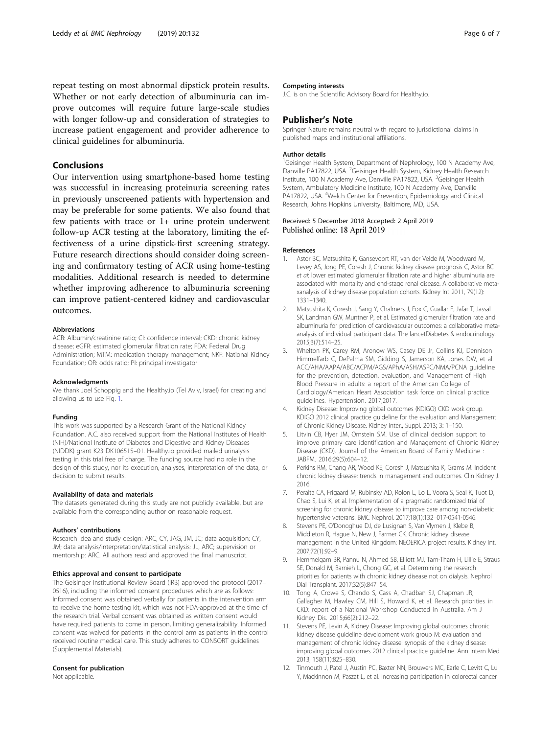repeat testing on most abnormal dipstick protein results. Whether or not early detection of albuminuria can improve outcomes will require future large-scale studies with longer follow-up and consideration of strategies to increase patient engagement and provider adherence to clinical guidelines for albuminuria.

## Conclusions

Our intervention using smartphone-based home testing was successful in increasing proteinuria screening rates in previously unscreened patients with hypertension and may be preferable for some patients. We also found that few patients with trace or 1+ urine protein underwent follow-up ACR testing at the laboratory, limiting the effectiveness of a urine dipstick-first screening strategy. Future research directions should consider doing screening and confirmatory testing of ACR using home-testing modalities. Additional research is needed to determine whether improving adherence to albuminuria screening can improve patient-centered kidney and cardiovascular outcomes.

#### Abbreviations

ACR: Albumin/creatinine ratio; CI: confidence interval; CKD: chronic kidney disease; eGFR: estimated glomerular filtration rate; FDA: Federal Drug Administration; MTM: medication therapy management; NKF: National Kidney Foundation; OR: odds ratio; PI: principal investigator

#### Acknowledgments

We thank Joel Schoppig and the Healthy.io (Tel Aviv, Israel) for creating and allowing us to use Fig. 1.

#### Funding

This work was supported by a Research Grant of the National Kidney Foundation. A.C. also received support from the National Institutes of Health (NIH)/National Institute of Diabetes and Digestive and Kidney Diseases (NIDDK) grant K23 DK106515–01. Healthy.io provided mailed urinalysis testing in this trial free of charge. The funding source had no role in the design of this study, nor its execution, analyses, interpretation of the data, or decision to submit results.

#### Availability of data and materials

The datasets generated during this study are not publicly available, but are available from the corresponding author on reasonable request.

#### Authors' contributions

Research idea and study design: ARC, CY, JAG, JM, JC; data acquisition: CY, JM; data analysis/interpretation/statistical analysis: JL, ARC; supervision or mentorship: ARC. All authors read and approved the final manuscript.

#### Ethics approval and consent to participate

The Geisinger Institutional Review Board (IRB) approved the protocol (2017–0516), including the informed consent procedures which are as follows: Informed consent was obtained verbally for patients in the intervention arm to receive the home testing kit, which was not FDA-approved at the time of the research trial. Verbal consent was obtained as written consent would have required patients to come in person, limiting generalizability. Informed consent was waived for patients in the control arm as patients in the control received routine medical care. This study adheres to CONSORT guidelines (Supplemental Materials).

#### Consent for publication

Not applicable.

#### Competing interests

J.C. is on the Scientific Advisory Board for Healthy.io.

## Publisher's Note

Springer Nature remains neutral with regard to jurisdictional claims in published maps and institutional affiliations.

#### Author details

[1]Geisinger Health System, Department of Nephrology, 100 N Academy Ave, Danville PA17822, USA. [2]Geisinger Health System, Kidney Health Research Institute, 100 N Academy Ave, Danville PA17822, USA. [3]Geisinger Health System, Ambulatory Medicine Institute, 100 N Academy Ave, Danville PA17822, USA. [4]Welch Center for Prevention, Epidemiology and Clinical Research, Johns Hopkins University, Baltimore, MD, USA.

Received: 5 December 2018 Accepted: 2 April 2019
Published online: 18 April 2019

#### References

1. Astor BC, Matsushita K, Gansevoort RT, van der Velde M, Woodward M, Levey AS, Jong PE, Coresh J, Chronic kidney disease prognosis C, Astor BC *et al*: lower estimated glomerular filtration rate and higher albuminuria are associated with mortality and end-stage renal disease. A collaborative meta-xanalysis of kidney disease population cohorts. Kidney Int 2011, 79(12): 1331–1340.
2. Matsushita K, Coresh J, Sang Y, Chalmers J, Fox C, Guallar E, Jafar T, Jassal SK, Landman GW, Muntner P, et al. Estimated glomerular filtration rate and albuminuria for prediction of cardiovascular outcomes: a collaborative meta-analysis of individual participant data. The lancetDiabetes & endocrinology. 2015;3(7):514–25.
3. Whelton PK, Carey RM, Aronow WS, Casey DE Jr, Collins KJ, Dennison Himmelfarb C, DePalma SM, Gidding S, Jamerson KA, Jones DW, et al. ACC/AHA/AAPA/ABC/ACPM/AGS/APhA/ASH/ASPC/NMA/PCNA guideline for the prevention, detection, evaluation, and Management of High Blood Pressure in adults: a report of the American College of Cardiology/American Heart Association task force on clinical practice guidelines. Hypertension. 2017;2017.
4. Kidney Disease**:** Improving global outcomes (KDIGO) CKD work group. KDIGO 2012 clinical practice guideline for the evaluation and Management of Chronic Kidney Disease. Kidney inter**.**, Suppl. 2013**;** 3**:** 1–150.
5. Litvin CB, Hyer JM, Ornstein SM. Use of clinical decision support to improve primary care identification and Management of Chronic Kidney Disease (CKD). Journal of the American Board of Family Medicine : JABFM. 2016;29(5):604–12.
6. Perkins RM, Chang AR, Wood KE, Coresh J, Matsushita K, Grams M. Incident chronic kidney disease: trends in management and outcomes. Clin Kidney J. 2016.
7. Peralta CA, Frigaard M, Rubinsky AD, Rolon L, Lo L, Voora S, Seal K, Tuot D, Chao S, Lui K, et al. Implementation of a pragmatic randomized trial of screening for chronic kidney disease to improve care among non-diabetic hypertensive veterans. BMC Nephrol. 2017;18(1):132–017-0541-0546.
8. Stevens PE, O'Donoghue DJ, de Lusignan S, Van Vlymen J, Klebe B, Middleton R, Hague N, New J, Farmer CK. Chronic kidney disease management in the United Kingdom: NEOERICA project results. Kidney Int. 2007;72(1):92–9.
9. Hemmelgarn BR, Pannu N, Ahmed SB, Elliott MJ, Tam-Tham H, Lillie E, Straus SE, Donald M, Barnieh L, Chong GC, et al. Determining the research priorities for patients with chronic kidney disease not on dialysis. Nephrol Dial Transplant. 2017;32(5):847–54.
10. Tong A, Crowe S, Chando S, Cass A, Chadban SJ, Chapman JR, Gallagher M, Hawley CM, Hill S, Howard K, et al. Research priorities in CKD: report of a National Workshop Conducted in Australia. Am J Kidney Dis. 2015;66(2):212–22.
11. Stevens PE, Levin A, Kidney Disease: Improving global outcomes chronic kidney disease guideline development work group M: evaluation and management of chronic kidney disease: synopsis of the kidney disease: improving global outcomes 2012 clinical practice guideline. Ann Intern Med 2013, 158(11):825–830.
12. Tinmouth J, Patel J, Austin PC, Baxter NN, Brouwers MC, Earle C, Levitt C, Lu Y, Mackinnon M, Paszat L, et al. Increasing participation in colorectal cancer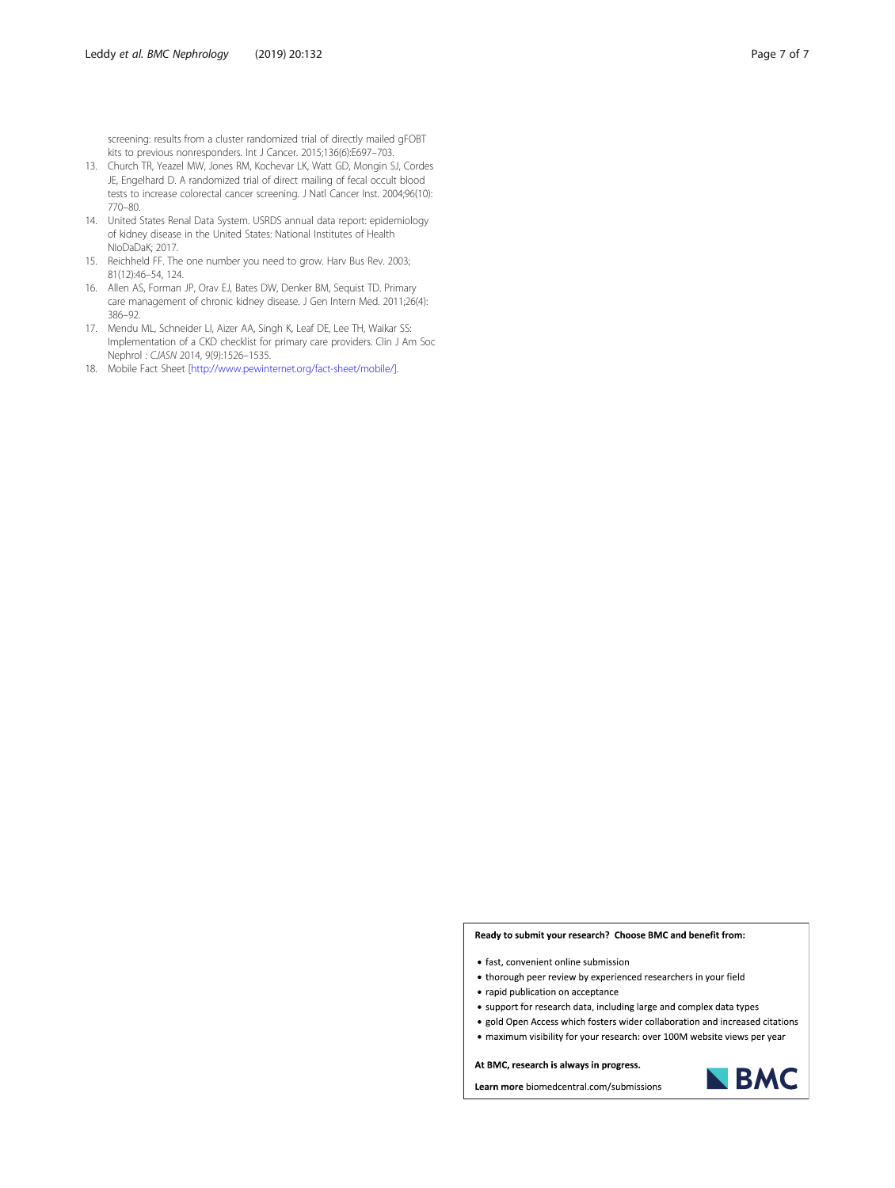screening: results from a cluster randomized trial of directly mailed gFOBT kits to previous nonresponders. Int J Cancer. 2015;136(6):E697–703.

13. Church TR, Yeazel MW, Jones RM, Kochevar LK, Watt GD, Mongin SJ, Cordes JE, Engelhard D. A randomized trial of direct mailing of fecal occult blood tests to increase colorectal cancer screening. J Natl Cancer Inst. 2004;96(10):770–80.
14. United States Renal Data System. USRDS annual data report: epidemiology of kidney disease in the United States: National Institutes of Health NIoDaDaK; 2017.
15. Reichheld FF. The one number you need to grow. Harv Bus Rev. 2003;81(12):46–54, 124.
16. Allen AS, Forman JP, Orav EJ, Bates DW, Denker BM, Sequist TD. Primary care management of chronic kidney disease. J Gen Intern Med. 2011;26(4):386–92.
17. Mendu ML, Schneider LI, Aizer AA, Singh K, Leaf DE, Lee TH, Waikar SS: Implementation of a CKD checklist for primary care providers. Clin J Am Soc Nephrol : *CJASN* 2014, 9(9):1526–1535.
18. Mobile Fact Sheet [http://www.pewinternet.org/fact-sheet/mobile/].

**Ready to submit your research? Choose BMC and benefit from:**

- fast, convenient online submission
- thorough peer review by experienced researchers in your field
- rapid publication on acceptance
- support for research data, including large and complex data types
- gold Open Access which fosters wider collaboration and increased citations
- maximum visibility for your research: over 100M website views per year

**At BMC, research is always in progress.**

**Learn more** biomedcentral.com/submissions

BMC